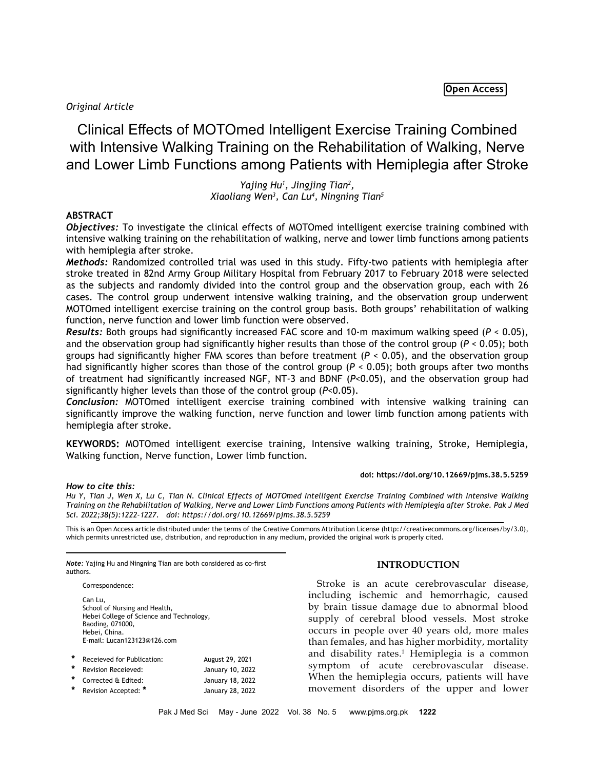Open Access

*Original Article*

# Clinical Effects of MOTOmed Intelligent Exercise Training Combined with Intensive Walking Training on the Rehabilitation of Walking, Nerve and Lower Limb Functions among Patients with Hemiplegia after Stroke

*Yajing Hu[1], Jingjing Tian[2], Xiaoliang Wen[3], Can Lu[4], Ningning Tian[5]*

## ABSTRACT

***Objectives:*** To investigate the clinical effects of MOTOmed intelligent exercise training combined with intensive walking training on the rehabilitation of walking, nerve and lower limb functions among patients with hemiplegia after stroke.

***Methods:*** Randomized controlled trial was used in this study. Fifty-two patients with hemiplegia after stroke treated in 82nd Army Group Military Hospital from February 2017 to February 2018 were selected as the subjects and randomly divided into the control group and the observation group, each with 26 cases. The control group underwent intensive walking training, and the observation group underwent MOTOmed intelligent exercise training on the control group basis. Both groups' rehabilitation of walking function, nerve function and lower limb function were observed.

***Results:*** Both groups had significantly increased FAC score and 10-m maximum walking speed ($P < 0.05$), and the observation group had significantly higher results than those of the control group ($P < 0.05$); both groups had significantly higher FMA scores than before treatment ($P < 0.05$), and the observation group had significantly higher scores than those of the control group ($P < 0.05$); both groups after two months of treatment had significantly increased NGF, NT-3 and BDNF ($P<0.05$), and the observation group had significantly higher levels than those of the control group ($P<0.05$).

***Conclusion:*** MOTOmed intelligent exercise training combined with intensive walking training can significantly improve the walking function, nerve function and lower limb function among patients with hemiplegia after stroke.

**KEYWORDS:** MOTOmed intelligent exercise training, Intensive walking training, Stroke, Hemiplegia, Walking function, Nerve function, Lower limb function.

**doi: https://doi.org/10.12669/pjms.38.5.5259**

***How to cite this:***
*Hu Y, Tian J, Wen X, Lu C, Tian N. Clinical Effects of MOTOmed Intelligent Exercise Training Combined with Intensive Walking Training on the Rehabilitation of Walking, Nerve and Lower Limb Functions among Patients with Hemiplegia after Stroke. Pak J Med Sci. 2022;38(5):1222-1227. doi: https://doi.org/10.12669/pjms.38.5.5259*

This is an Open Access article distributed under the terms of the Creative Commons Attribution License (http://creativecommons.org/licenses/by/3.0), which permits unrestricted use, distribution, and reproduction in any medium, provided the original work is properly cited.

***Note:*** Yajing Hu and Ningning Tian are both considered as co-first authors.

Correspondence:

Can Lu,
School of Nursing and Health,
Hebei College of Science and Technology,
Baoding, 071000,
Hebei, China.
E-mail: Lucan123123@126.com

| | | |
|---|---|---|
| * | Receieved for Publication: | August 29, 2021 |
| * | Revision Receieved: | January 10, 2022 |
| * | Corrected & Edited: | January 18, 2022 |
| * | Revision Accepted: * | January 28, 2022 |

## INTRODUCTION

Stroke is an acute cerebrovascular disease, including ischemic and hemorrhagic, caused by brain tissue damage due to abnormal blood supply of cerebral blood vessels. Most stroke occurs in people over 40 years old, more males than females, and has higher morbidity, mortality and disability rates.[1] Hemiplegia is a common symptom of acute cerebrovascular disease. When the hemiplegia occurs, patients will have movement disorders of the upper and lower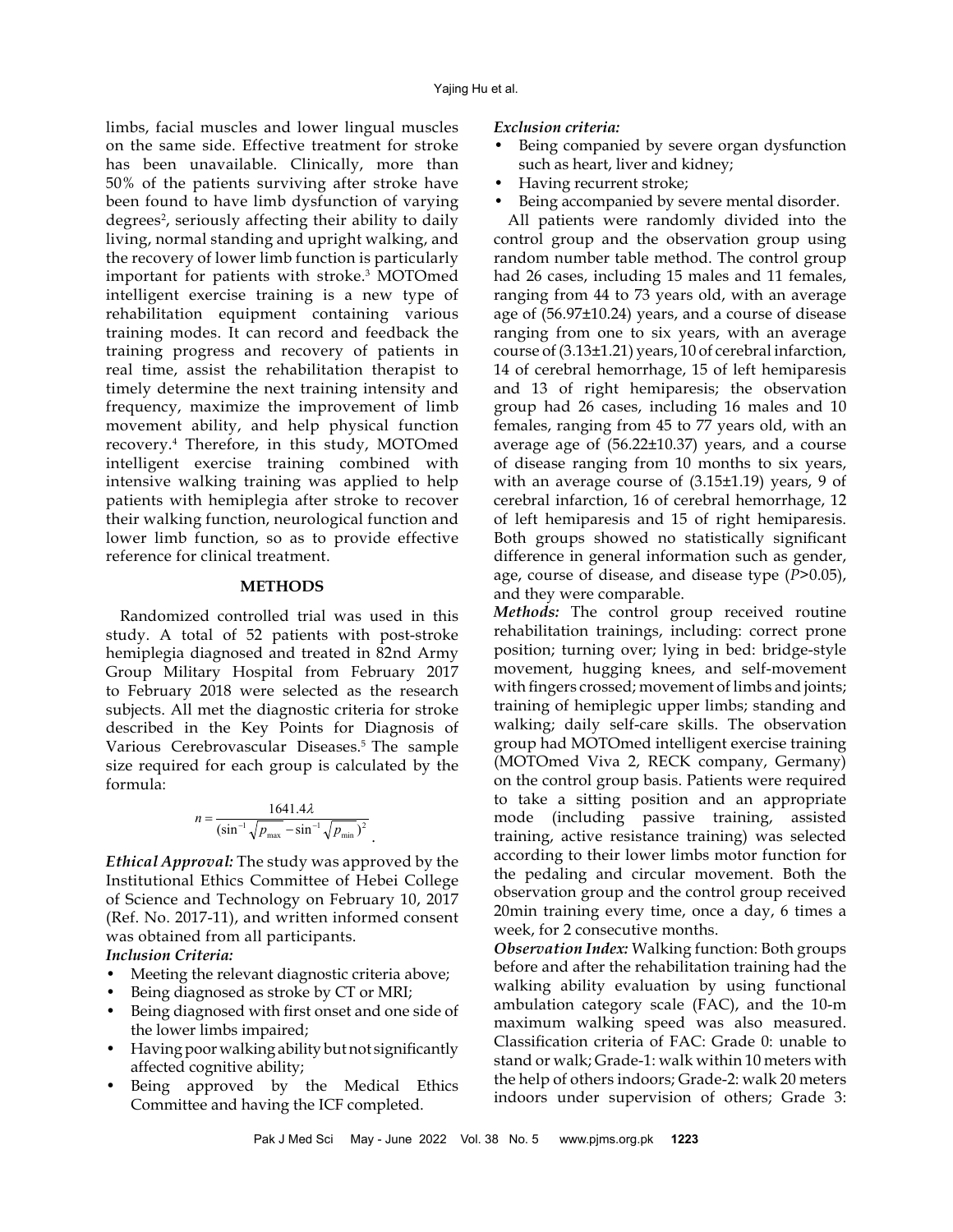limbs, facial muscles and lower lingual muscles on the same side. Effective treatment for stroke has been unavailable. Clinically, more than 50% of the patients surviving after stroke have been found to have limb dysfunction of varying degrees[2], seriously affecting their ability to daily living, normal standing and upright walking, and the recovery of lower limb function is particularly important for patients with stroke.[3] MOTOmed intelligent exercise training is a new type of rehabilitation equipment containing various training modes. It can record and feedback the training progress and recovery of patients in real time, assist the rehabilitation therapist to timely determine the next training intensity and frequency, maximize the improvement of limb movement ability, and help physical function recovery.[4] Therefore, in this study, MOTOmed intelligent exercise training combined with intensive walking training was applied to help patients with hemiplegia after stroke to recover their walking function, neurological function and lower limb function, so as to provide effective reference for clinical treatment.

## METHODS

Randomized controlled trial was used in this study. A total of 52 patients with post-stroke hemiplegia diagnosed and treated in 82nd Army Group Military Hospital from February 2017 to February 2018 were selected as the research subjects. All met the diagnostic criteria for stroke described in the Key Points for Diagnosis of Various Cerebrovascular Diseases.[5] The sample size required for each group is calculated by the formula:

$$n = \frac{1641.4\lambda}{(\sin^{-1}\sqrt{p_{\max}} - \sin^{-1}\sqrt{p_{\min}})^2}.$$

***Ethical Approval:*** The study was approved by the Institutional Ethics Committee of Hebei College of Science and Technology on February 10, 2017 (Ref. No. 2017-11), and written informed consent was obtained from all participants.

***Inclusion Criteria:***

- Meeting the relevant diagnostic criteria above;
- Being diagnosed as stroke by CT or MRI;
- Being diagnosed with first onset and one side of the lower limbs impaired;
- Having poor walking ability but not significantly affected cognitive ability;
- Being approved by the Medical Ethics Committee and having the ICF completed.

***Exclusion criteria:***

- Being companied by severe organ dysfunction such as heart, liver and kidney;
- Having recurrent stroke;
- Being accompanied by severe mental disorder.

All patients were randomly divided into the control group and the observation group using random number table method. The control group had 26 cases, including 15 males and 11 females, ranging from 44 to 73 years old, with an average age of (56.97±10.24) years, and a course of disease ranging from one to six years, with an average course of (3.13±1.21) years, 10 of cerebral infarction, 14 of cerebral hemorrhage, 15 of left hemiparesis and 13 of right hemiparesis; the observation group had 26 cases, including 16 males and 10 females, ranging from 45 to 77 years old, with an average age of (56.22±10.37) years, and a course of disease ranging from 10 months to six years, with an average course of (3.15±1.19) years, 9 of cerebral infarction, 16 of cerebral hemorrhage, 12 of left hemiparesis and 15 of right hemiparesis. Both groups showed no statistically significant difference in general information such as gender, age, course of disease, and disease type ($P$>0.05), and they were comparable.

***Methods:*** The control group received routine rehabilitation trainings, including: correct prone position; turning over; lying in bed: bridge-style movement, hugging knees, and self-movement with fingers crossed; movement of limbs and joints; training of hemiplegic upper limbs; standing and walking; daily self-care skills. The observation group had MOTOmed intelligent exercise training (MOTOmed Viva 2, RECK company, Germany) on the control group basis. Patients were required to take a sitting position and an appropriate mode (including passive training, assisted training, active resistance training) was selected according to their lower limbs motor function for the pedaling and circular movement. Both the observation group and the control group received 20min training every time, once a day, 6 times a week, for 2 consecutive months.

***Observation Index:*** Walking function: Both groups before and after the rehabilitation training had the walking ability evaluation by using functional ambulation category scale (FAC), and the 10-m maximum walking speed was also measured. Classification criteria of FAC: Grade 0: unable to stand or walk; Grade-1: walk within 10 meters with the help of others indoors; Grade-2: walk 20 meters indoors under supervision of others; Grade 3: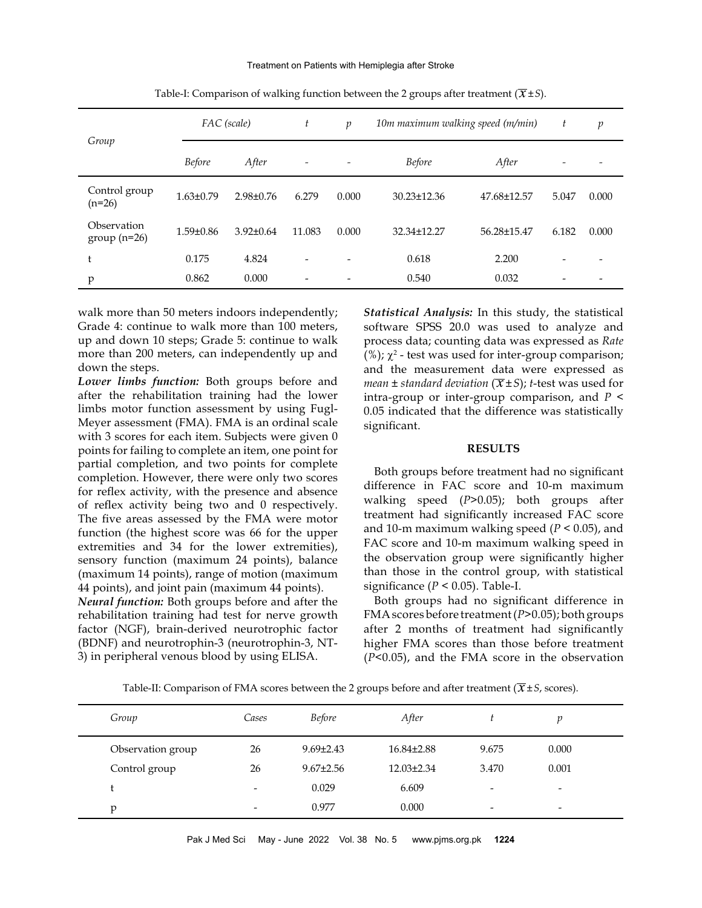Table-I: Comparison of walking function between the 2 groups after treatment ($\overline{X} \pm S$).

| Group | *FAC (scale)* | | *t* | *p* | *10m maximum walking speed (m/min)* | | *t* | *p* |
|---|---|---|---|---|---|---|---|---|
| | *Before* | *After* | - | - | *Before* | *After* | - | - |
| Control group (n=26) | 1.63±0.79 | 2.98±0.76 | 6.279 | 0.000 | 30.23±12.36 | 47.68±12.57 | 5.047 | 0.000 |
| Observation group (n=26) | 1.59±0.86 | 3.92±0.64 | 11.083 | 0.000 | 32.34±12.27 | 56.28±15.47 | 6.182 | 0.000 |
| t | 0.175 | 4.824 | - | - | 0.618 | 2.200 | - | - |
| p | 0.862 | 0.000 | - | - | 0.540 | 0.032 | - | - |

walk more than 50 meters indoors independently; Grade 4: continue to walk more than 100 meters, up and down 10 steps; Grade 5: continue to walk more than 200 meters, can independently up and down the steps.

***Lower limbs function:*** Both groups before and after the rehabilitation training had the lower limbs motor function assessment by using Fugl-Meyer assessment (FMA). FMA is an ordinal scale with 3 scores for each item. Subjects were given 0 points for failing to complete an item, one point for partial completion, and two points for complete completion. However, there were only two scores for reflex activity, with the presence and absence of reflex activity being two and 0 respectively. The five areas assessed by the FMA were motor function (the highest score was 66 for the upper extremities and 34 for the lower extremities), sensory function (maximum 24 points), balance (maximum 14 points), range of motion (maximum 44 points), and joint pain (maximum 44 points).

***Neural function:*** Both groups before and after the rehabilitation training had test for nerve growth factor (NGF), brain-derived neurotrophic factor (BDNF) and neurotrophin-3 (neurotrophin-3, NT-3) in peripheral venous blood by using ELISA.

***Statistical Analysis:*** In this study, the statistical software SPSS 20.0 was used to analyze and process data; counting data was expressed as *Rate* (%); $\chi^2$ - test was used for inter-group comparison; and the measurement data were expressed as *mean ± standard deviation* ($\overline{X} \pm S$); *t*-test was used for intra-group or inter-group comparison, and $P < 0.05$ indicated that the difference was statistically significant.

## RESULTS

Both groups before treatment had no significant difference in FAC score and 10-m maximum walking speed ($P>0.05$); both groups after treatment had significantly increased FAC score and 10-m maximum walking speed ($P < 0.05$), and FAC score and 10-m maximum walking speed in the observation group were significantly higher than those in the control group, with statistical significance ($P < 0.05$). Table-I.

Both groups had no significant difference in FMA scores before treatment ($P>0.05$); both groups after 2 months of treatment had significantly higher FMA scores than those before treatment ($P<0.05$), and the FMA score in the observation

Table-II: Comparison of FMA scores between the 2 groups before and after treatment ($\overline{X} \pm S$, scores).

| *Group* | *Cases* | *Before* | *After* | *t* | *p* |
|---|---|---|---|---|---|
| Observation group | 26 | 9.69±2.43 | 16.84±2.88 | 9.675 | 0.000 |
| Control group | 26 | 9.67±2.56 | 12.03±2.34 | 3.470 | 0.001 |
| t | - | 0.029 | 6.609 | - | - |
| p | - | 0.977 | 0.000 | - | - |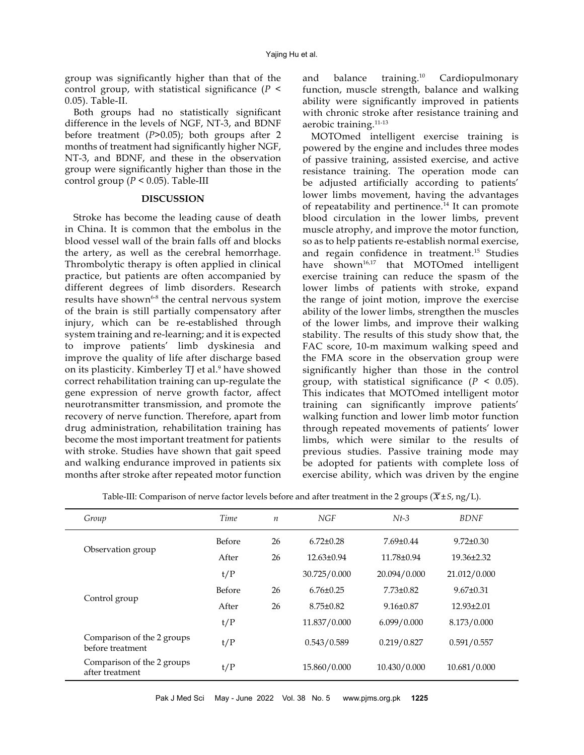group was significantly higher than that of the control group, with statistical significance ($P < 0.05$). Table-II.

Both groups had no statistically significant difference in the levels of NGF, NT-3, and BDNF before treatment ($P > 0.05$); both groups after 2 months of treatment had significantly higher NGF, NT-3, and BDNF, and these in the observation group were significantly higher than those in the control group ($P < 0.05$). Table-III

## DISCUSSION

Stroke has become the leading cause of death in China. It is common that the embolus in the blood vessel wall of the brain falls off and blocks the artery, as well as the cerebral hemorrhage. Thrombolytic therapy is often applied in clinical practice, but patients are often accompanied by different degrees of limb disorders. Research results have shown[6-8] the central nervous system of the brain is still partially compensatory after injury, which can be re-established through system training and re-learning; and it is expected to improve patients' limb dyskinesia and improve the quality of life after discharge based on its plasticity. Kimberley TJ et al.[9] have showed correct rehabilitation training can up-regulate the gene expression of nerve growth factor, affect neurotransmitter transmission, and promote the recovery of nerve function. Therefore, apart from drug administration, rehabilitation training has become the most important treatment for patients with stroke. Studies have shown that gait speed and walking endurance improved in patients six months after stroke after repeated motor function and balance training.[10] Cardiopulmonary function, muscle strength, balance and walking ability were significantly improved in patients with chronic stroke after resistance training and aerobic training.[11-13]

MOTOmed intelligent exercise training is powered by the engine and includes three modes of passive training, assisted exercise, and active resistance training. The operation mode can be adjusted artificially according to patients' lower limbs movement, having the advantages of repeatability and pertinence.[14] It can promote blood circulation in the lower limbs, prevent muscle atrophy, and improve the motor function, so as to help patients re-establish normal exercise, and regain confidence in treatment.[15] Studies have shown[16,17] that MOTOmed intelligent exercise training can reduce the spasm of the lower limbs of patients with stroke, expand the range of joint motion, improve the exercise ability of the lower limbs, strengthen the muscles of the lower limbs, and improve their walking stability. The results of this study show that, the FAC score, 10-m maximum walking speed and the FMA score in the observation group were significantly higher than those in the control group, with statistical significance ($P < 0.05$). This indicates that MOTOmed intelligent motor training can significantly improve patients' walking function and lower limb motor function through repeated movements of patients' lower limbs, which were similar to the results of previous studies. Passive training mode may be adopted for patients with complete loss of exercise ability, which was driven by the engine

Table-III: Comparison of nerve factor levels before and after treatment in the 2 groups ($\overline{X} \pm S$, ng/L).

| *Group* | *Time* | *n* | *NGF* | *Nt-3* | *BDNF* |
|---|---|---|---|---|---|
| Observation group | Before | 26 | 6.72±0.28 | 7.69±0.44 | 9.72±0.30 |
| | After | 26 | 12.63±0.94 | 11.78±0.94 | 19.36±2.32 |
| | t/P | | 30.725/0.000 | 20.094/0.000 | 21.012/0.000 |
| Control group | Before | 26 | 6.76±0.25 | 7.73±0.82 | 9.67±0.31 |
| | After | 26 | 8.75±0.82 | 9.16±0.87 | 12.93±2.01 |
| | t/P | | 11.837/0.000 | 6.099/0.000 | 8.173/0.000 |
| Comparison of the 2 groups before treatment | t/P | | 0.543/0.589 | 0.219/0.827 | 0.591/0.557 |
| Comparison of the 2 groups after treatment | t/P | | 15.860/0.000 | 10.430/0.000 | 10.681/0.000 |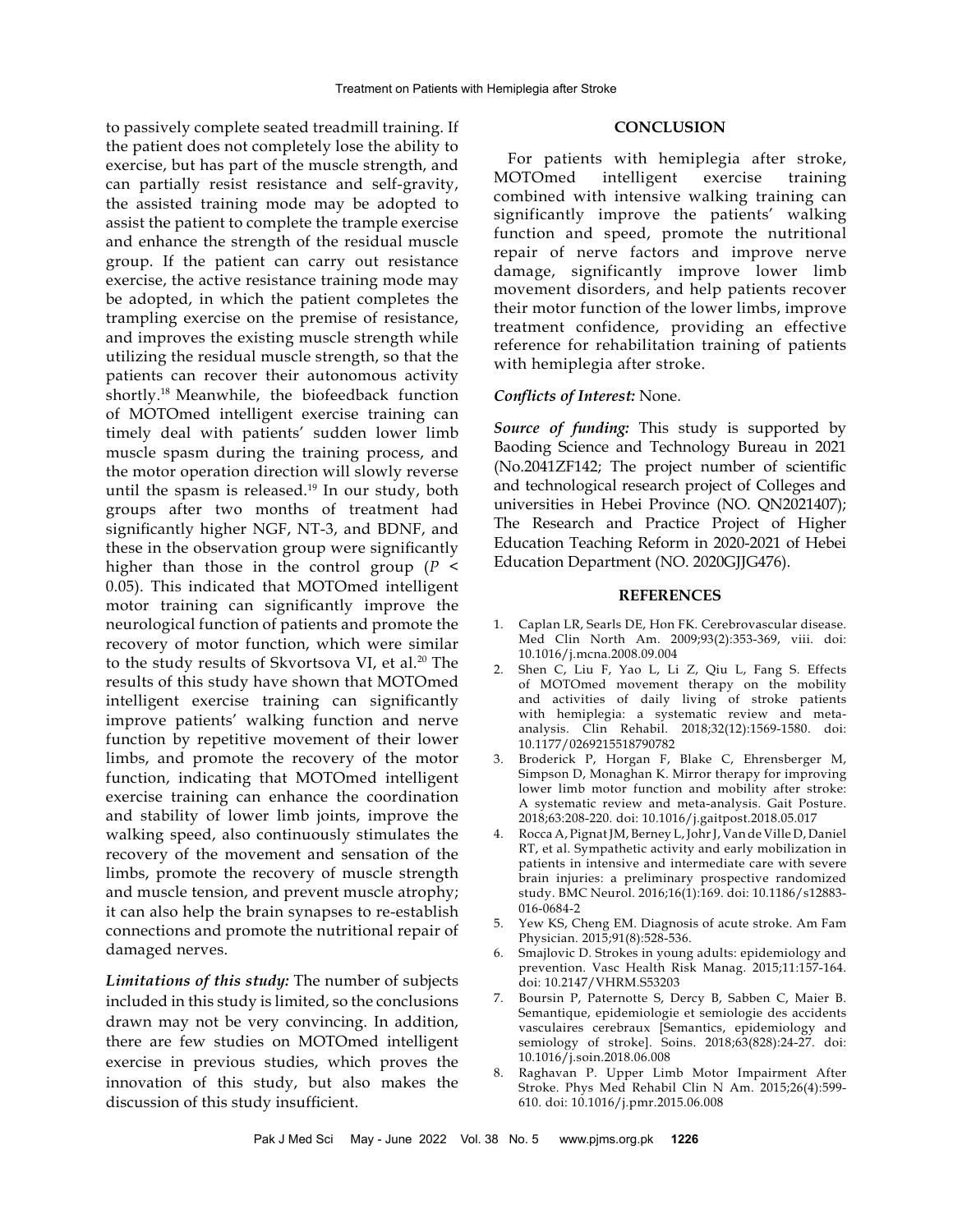to passively complete seated treadmill training. If the patient does not completely lose the ability to exercise, but has part of the muscle strength, and can partially resist resistance and self-gravity, the assisted training mode may be adopted to assist the patient to complete the trample exercise and enhance the strength of the residual muscle group. If the patient can carry out resistance exercise, the active resistance training mode may be adopted, in which the patient completes the trampling exercise on the premise of resistance, and improves the existing muscle strength while utilizing the residual muscle strength, so that the patients can recover their autonomous activity shortly.[18] Meanwhile, the biofeedback function of MOTOmed intelligent exercise training can timely deal with patients' sudden lower limb muscle spasm during the training process, and the motor operation direction will slowly reverse until the spasm is released.[19] In our study, both groups after two months of treatment had significantly higher NGF, NT-3, and BDNF, and these in the observation group were significantly higher than those in the control group ($P < 0.05$). This indicated that MOTOmed intelligent motor training can significantly improve the neurological function of patients and promote the recovery of motor function, which were similar to the study results of Skvortsova VI, et al.[20] The results of this study have shown that MOTOmed intelligent exercise training can significantly improve patients' walking function and nerve function by repetitive movement of their lower limbs, and promote the recovery of the motor function, indicating that MOTOmed intelligent exercise training can enhance the coordination and stability of lower limb joints, improve the walking speed, also continuously stimulates the recovery of the movement and sensation of the limbs, promote the recovery of muscle strength and muscle tension, and prevent muscle atrophy; it can also help the brain synapses to re-establish connections and promote the nutritional repair of damaged nerves.

***Limitations of this study:*** The number of subjects included in this study is limited, so the conclusions drawn may not be very convincing. In addition, there are few studies on MOTOmed intelligent exercise in previous studies, which proves the innovation of this study, but also makes the discussion of this study insufficient.

## CONCLUSION

For patients with hemiplegia after stroke, MOTOmed intelligent exercise training combined with intensive walking training can significantly improve the patients' walking function and speed, promote the nutritional repair of nerve factors and improve nerve damage, significantly improve lower limb movement disorders, and help patients recover their motor function of the lower limbs, improve treatment confidence, providing an effective reference for rehabilitation training of patients with hemiplegia after stroke.

***Conflicts of Interest:*** None.

***Source of funding:*** This study is supported by Baoding Science and Technology Bureau in 2021 (No.2041ZF142; The project number of scientific and technological research project of Colleges and universities in Hebei Province (NO. QN2021407); The Research and Practice Project of Higher Education Teaching Reform in 2020-2021 of Hebei Education Department (NO. 2020GJJG476).

## REFERENCES

1. Caplan LR, Searls DE, Hon FK. Cerebrovascular disease. Med Clin North Am. 2009;93(2):353-369, viii. doi: 10.1016/j.mcna.2008.09.004
2. Shen C, Liu F, Yao L, Li Z, Qiu L, Fang S. Effects of MOTOmed movement therapy on the mobility and activities of daily living of stroke patients with hemiplegia: a systematic review and meta-analysis. Clin Rehabil. 2018;32(12):1569-1580. doi: 10.1177/0269215518790782
3. Broderick P, Horgan F, Blake C, Ehrensberger M, Simpson D, Monaghan K. Mirror therapy for improving lower limb motor function and mobility after stroke: A systematic review and meta-analysis. Gait Posture. 2018;63:208-220. doi: 10.1016/j.gaitpost.2018.05.017
4. Rocca A, Pignat JM, Berney L, Johr J, Van de Ville D, Daniel RT, et al. Sympathetic activity and early mobilization in patients in intensive and intermediate care with severe brain injuries: a preliminary prospective randomized study. BMC Neurol. 2016;16(1):169. doi: 10.1186/s12883-016-0684-2
5. Yew KS, Cheng EM. Diagnosis of acute stroke. Am Fam Physician. 2015;91(8):528-536.
6. Smajlovic D. Strokes in young adults: epidemiology and prevention. Vasc Health Risk Manag. 2015;11:157-164. doi: 10.2147/VHRM.S53203
7. Boursin P, Paternotte S, Dercy B, Sabben C, Maier B. Semantique, epidemiologie et semiologie des accidents vasculaires cerebraux [Semantics, epidemiology and semiology of stroke]. Soins. 2018;63(828):24-27. doi: 10.1016/j.soin.2018.06.008
8. Raghavan P. Upper Limb Motor Impairment After Stroke. Phys Med Rehabil Clin N Am. 2015;26(4):599-610. doi: 10.1016/j.pmr.2015.06.008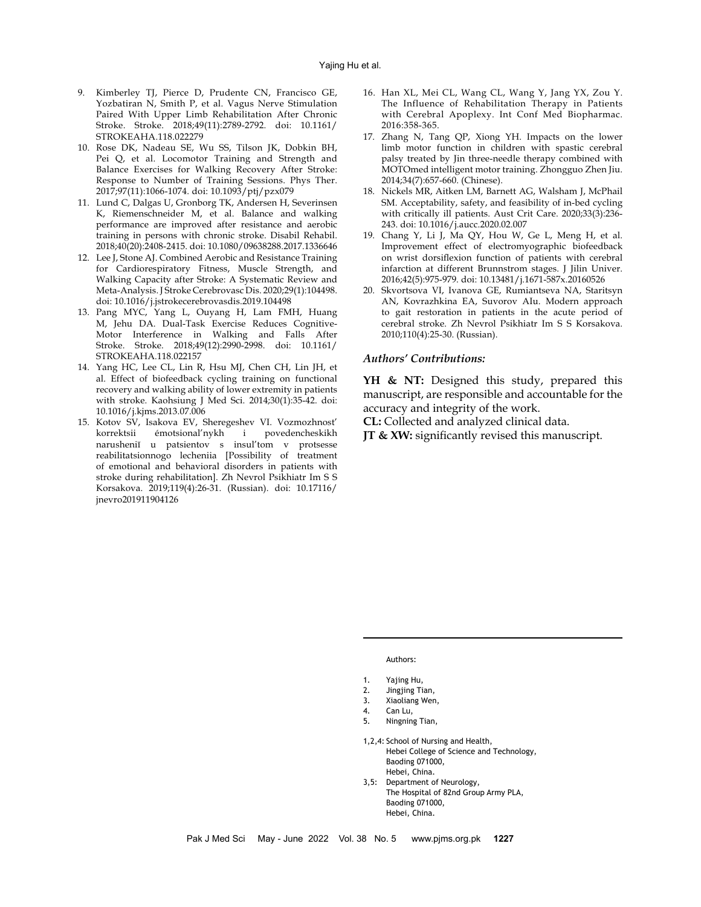9. Kimberley TJ, Pierce D, Prudente CN, Francisco GE, Yozbatiran N, Smith P, et al. Vagus Nerve Stimulation Paired With Upper Limb Rehabilitation After Chronic Stroke. Stroke. 2018;49(11):2789-2792. doi: 10.1161/STROKEAHA.118.022279
10. Rose DK, Nadeau SE, Wu SS, Tilson JK, Dobkin BH, Pei Q, et al. Locomotor Training and Strength and Balance Exercises for Walking Recovery After Stroke: Response to Number of Training Sessions. Phys Ther. 2017;97(11):1066-1074. doi: 10.1093/ptj/pzx079
11. Lund C, Dalgas U, Gronborg TK, Andersen H, Severinsen K, Riemenschneider M, et al. Balance and walking performance are improved after resistance and aerobic training in persons with chronic stroke. Disabil Rehabil. 2018;40(20):2408-2415. doi: 10.1080/09638288.2017.1336646
12. Lee J, Stone AJ. Combined Aerobic and Resistance Training for Cardiorespiratory Fitness, Muscle Strength, and Walking Capacity after Stroke: A Systematic Review and Meta-Analysis. J Stroke Cerebrovasc Dis. 2020;29(1):104498. doi: 10.1016/j.jstrokecerebrovasdis.2019.104498
13. Pang MYC, Yang L, Ouyang H, Lam FMH, Huang M, Jehu DA. Dual-Task Exercise Reduces Cognitive-Motor Interference in Walking and Falls After Stroke. Stroke. 2018;49(12):2990-2998. doi: 10.1161/STROKEAHA.118.022157
14. Yang HC, Lee CL, Lin R, Hsu MJ, Chen CH, Lin JH, et al. Effect of biofeedback cycling training on functional recovery and walking ability of lower extremity in patients with stroke. Kaohsiung J Med Sci. 2014;30(1):35-42. doi: 10.1016/j.kjms.2013.07.006
15. Kotov SV, Isakova EV, Sheregeshev VI. Vozmozhnost' korrektsii émotsional'nykh i povedencheskikh narusheniĭ u patsientov s insul'tom v protsesse reabilitatsionnogo lecheniia [Possibility of treatment of emotional and behavioral disorders in patients with stroke during rehabilitation]. Zh Nevrol Psikhiatr Im S S Korsakova. 2019;119(4):26-31. (Russian). doi: 10.17116/jnevro201911904126
16. Han XL, Mei CL, Wang CL, Wang Y, Jang YX, Zou Y. The Influence of Rehabilitation Therapy in Patients with Cerebral Apoplexy. Int Conf Med Biopharmac. 2016:358-365.
17. Zhang N, Tang QP, Xiong YH. Impacts on the lower limb motor function in children with spastic cerebral palsy treated by Jin three-needle therapy combined with MOTOmed intelligent motor training. Zhongguo Zhen Jiu. 2014;34(7):657-660. (Chinese).
18. Nickels MR, Aitken LM, Barnett AG, Walsham J, McPhail SM. Acceptability, safety, and feasibility of in-bed cycling with critically ill patients. Aust Crit Care. 2020;33(3):236-243. doi: 10.1016/j.aucc.2020.02.007
19. Chang Y, Li J, Ma QY, Hou W, Ge L, Meng H, et al. Improvement effect of electromyographic biofeedback on wrist dorsiflexion function of patients with cerebral infarction at different Brunnstrom stages. J Jilin Univer. 2016;42(5):975-979. doi: 10.13481/j.1671-587x.20160526
20. Skvortsova VI, Ivanova GE, Rumiantseva NA, Staritsyn AN, Kovrazhkina EA, Suvorov AIu. Modern approach to gait restoration in patients in the acute period of cerebral stroke. Zh Nevrol Psikhiatr Im S S Korsakova. 2010;110(4):25-30. (Russian).

*Authors' Contributions:*

**YH & NT:** Designed this study, prepared this manuscript, are responsible and accountable for the accuracy and integrity of the work.

**CL:** Collected and analyzed clinical data.

**JT & XW:** significantly revised this manuscript.

Authors:

1. Yajing Hu,
2. Jingjing Tian,
3. Xiaoliang Wen,
4. Can Lu,
5. Ningning Tian,

1,2,4: School of Nursing and Health,
Hebei College of Science and Technology,
Baoding 071000,
Hebei, China.

3,5: Department of Neurology,
The Hospital of 82nd Group Army PLA,
Baoding 071000,
Hebei, China.